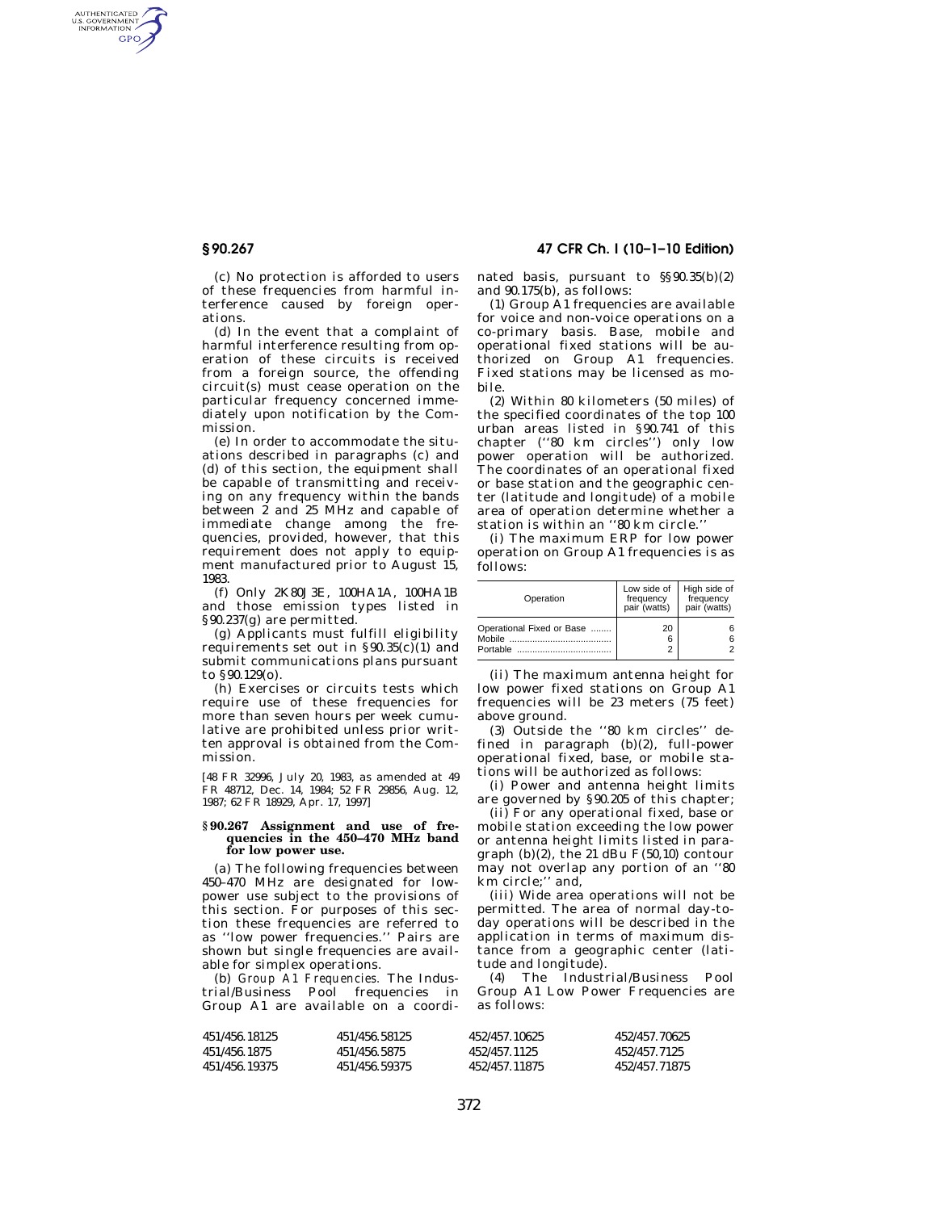(c) No protection is afforded to users of these frequencies from harmful interference caused by foreign operations.

(d) In the event that a complaint of harmful interference resulting from operation of these circuits is received from a foreign source, the offending circuit(s) must cease operation on the particular frequency concerned immediately upon notification by the Commission.

(e) In order to accommodate the situations described in paragraphs (c) and (d) of this section, the equipment shall be capable of transmitting and receiving on any frequency within the bands between 2 and 25 MHz and capable of immediate change among the frequencies, provided, however, that this requirement does not apply to equipment manufactured prior to August 15, 1983.

(f) Only 2K80J3E, 100HA1A, 100HA1B and those emission types listed in §90.237(g) are permitted.

(g) Applicants must fulfill eligibility requirements set out in §90.35(c)(1) and submit communications plans pursuant to §90.129(o).

(h) Exercises or circuits tests which require use of these frequencies for more than seven hours per week cumulative are prohibited unless prior written approval is obtained from the Commission.

[48 FR 32996, July 20, 1983, as amended at 49 FR 48712, Dec. 14, 1984; 52 FR 29856, Aug. 12, 1987; 62 FR 18929, Apr. 17, 1997]

### §90.267 Assignment and use of frequencies in the 450–470 MHz band for low power use.

(a) The following frequencies between 450–470 MHz are designated for low-power use subject to the provisions of this section. For purposes of this section these frequencies are referred to as ''low power frequencies.'' Pairs are shown but single frequencies are available for simplex operations.

(b) *Group A1 Frequencies.* The Industrial/Business Pool frequencies in Group A1 are available on a coordinated basis, pursuant to §§90.35(b)(2) and 90.175(b), as follows:

(1) Group A1 frequencies are available for voice and non-voice operations on a co-primary basis. Base, mobile and operational fixed stations will be authorized on Group A1 frequencies. Fixed stations may be licensed as mobile.

(2) Within 80 kilometers (50 miles) of the specified coordinates of the top 100 urban areas listed in §90.741 of this chapter (''80 km circles'') only low power operation will be authorized. The coordinates of an operational fixed or base station and the geographic center (latitude and longitude) of a mobile area of operation determine whether a station is within an ''80 km circle.''

(i) The maximum ERP for low power operation on Group A1 frequencies is as follows:

| Operation | Low side of frequency pair (watts) | High side of frequency pair (watts) |
|---|---|---|
| Operational Fixed or Base | 20 | 6 |
| Mobile | 6 | 6 |
| Portable | 2 | 2 |

(ii) The maximum antenna height for low power fixed stations on Group A1 frequencies will be 23 meters (75 feet) above ground.

(3) Outside the ''80 km circles'' defined in paragraph (b)(2), full-power operational fixed, base, or mobile stations will be authorized as follows:

(i) Power and antenna height limits are governed by §90.205 of this chapter;

(ii) For any operational fixed, base or mobile station exceeding the low power or antenna height limits listed in paragraph (b)(2), the 21 dBu F(50,10) contour may not overlap any portion of an ''80 km circle;'' and,

(iii) Wide area operations will not be permitted. The area of normal day-to-day operations will be described in the application in terms of maximum distance from a geographic center (latitude and longitude).

(4) The Industrial/Business Pool Group A1 Low Power Frequencies are as follows:

| | | | |
|---|---|---|---|
| 451/456.18125 | 451/456.58125 | 452/457.10625 | 452/457.70625 |
| 451/456.1875 | 451/456.5875 | 452/457.1125 | 452/457.7125 |
| 451/456.19375 | 451/456.59375 | 452/457.11875 | 452/457.71875 |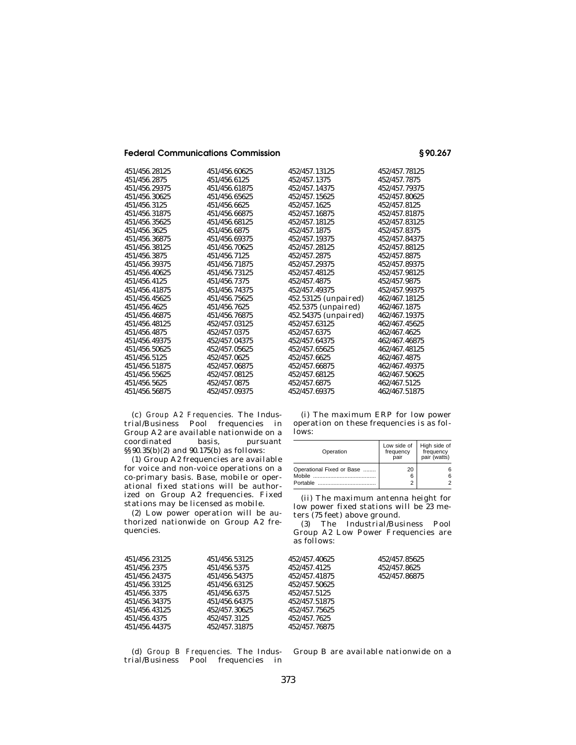| | | | |
|---|---|---|---|
| 451/456.28125 | 451/456.60625 | 452/457.13125 | 452/457.78125 |
| 451/456.2875 | 451/456.6125 | 452/457.1375 | 452/457.7875 |
| 451/456.29375 | 451/456.61875 | 452/457.14375 | 452/457.79375 |
| 451/456.30625 | 451/456.65625 | 452/457.15625 | 452/457.80625 |
| 451/456.3125 | 451/456.6625 | 452/457.1625 | 452/457.8125 |
| 451/456.31875 | 451/456.66875 | 452/457.16875 | 452/457.81875 |
| 451/456.35625 | 451/456.68125 | 452/457.18125 | 452/457.83125 |
| 451/456.3625 | 451/456.6875 | 452/457.1875 | 452/457.8375 |
| 451/456.36875 | 451/456.69375 | 452/457.19375 | 452/457.84375 |
| 451/456.38125 | 451/456.70625 | 452/457.28125 | 452/457.88125 |
| 451/456.3875 | 451/456.7125 | 452/457.2875 | 452/457.8875 |
| 451/456.39375 | 451/456.71875 | 452/457.29375 | 452/457.89375 |
| 451/456.40625 | 451/456.73125 | 452/457.48125 | 452/457.98125 |
| 451/456.4125 | 451/456.7375 | 452/457.4875 | 452/457.9875 |
| 451/456.41875 | 451/456.74375 | 452/457.49375 | 452/457.99375 |
| 451/456.45625 | 451/456.75625 | 452.53125 (unpaired) | 462/467.18125 |
| 451/456.4625 | 451/456.7625 | 452.5375 (unpaired) | 462/467.1875 |
| 451/456.46875 | 451/456.76875 | 452.54375 (unpaired) | 462/467.19375 |
| 451/456.48125 | 452/457.03125 | 452/457.63125 | 462/467.45625 |
| 451/456.4875 | 452/457.0375 | 452/457.6375 | 462/467.4625 |
| 451/456.49375 | 452/457.04375 | 452/457.64375 | 462/467.46875 |
| 451/456.50625 | 452/457.05625 | 452/457.65625 | 462/467.48125 |
| 451/456.5125 | 452/457.0625 | 452/457.6625 | 462/467.4875 |
| 451/456.51875 | 452/457.06875 | 452/457.66875 | 462/467.49375 |
| 451/456.55625 | 452/457.08125 | 452/457.68125 | 462/467.50625 |
| 451/456.5625 | 452/457.0875 | 452/457.6875 | 462/467.5125 |
| 451/456.56875 | 452/457.09375 | 452/457.69375 | 462/467.51875 |

(c) *Group A2 Frequencies.* The Industrial/Business Pool frequencies in Group A2 are available nationwide on a coordinated basis, pursuant §§90.35(b)(2) and 90.175(b) as follows:

(1) Group A2 frequencies are available for voice and non-voice operations on a co-primary basis. Base, mobile or operational fixed stations will be authorized on Group A2 frequencies. Fixed stations may be licensed as mobile.

(2) Low power operation will be authorized nationwide on Group A2 frequencies.

(i) The maximum ERP for low power operation on these frequencies is as follows:

| Operation | Low side of frequency pair | High side of frequency pair (watts) |
|---|---|---|
| Operational Fixed or Base | 20 | 6 |
| Mobile | 6 | 6 |
| Portable | 2 | 2 |

(ii) The maximum antenna height for low power fixed stations will be 23 meters (75 feet) above ground.

(3) The Industrial/Business Pool Group A2 Low Power Frequencies are as follows:

| | | | |
|---|---|---|---|
| 451/456.23125 | 451/456.53125 | 452/457.40625 | 452/457.85625 |
| 451/456.2375 | 451/456.5375 | 452/457.4125 | 452/457.8625 |
| 451/456.24375 | 451/456.54375 | 452/457.41875 | 452/457.86875 |
| 451/456.33125 | 451/456.63125 | 452/457.50625 | |
| 451/456.3375 | 451/456.6375 | 452/457.5125 | |
| 451/456.34375 | 451/456.64375 | 452/457.51875 | |
| 451/456.43125 | 452/457.30625 | 452/457.75625 | |
| 451/456.4375 | 452/457.3125 | 452/457.7625 | |
| 451/456.44375 | 452/457.31875 | 452/457.76875 | |

(d) *Group B Frequencies.* The Industrial/Business Pool frequencies in Group B are available nationwide on a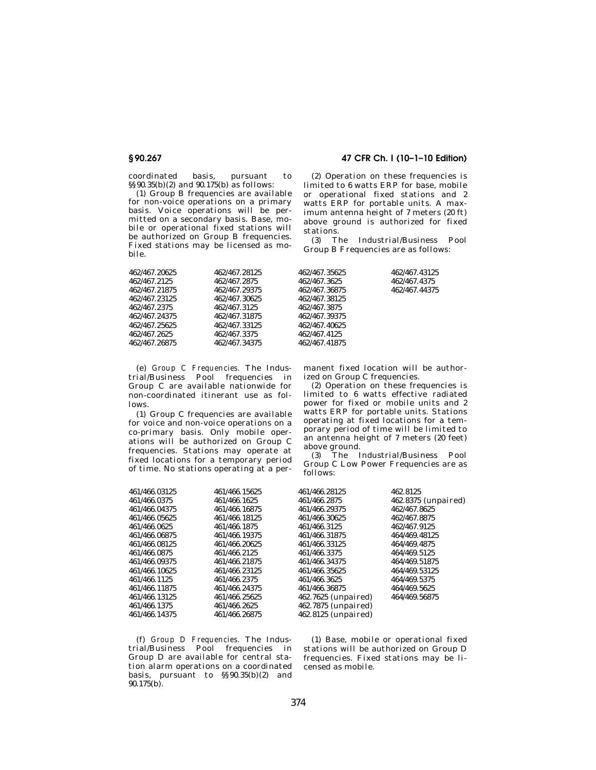coordinated basis, pursuant to §§ 90.35(b)(2) and 90.175(b) as follows:

(1) Group B frequencies are available for non-voice operations on a primary basis. Voice operations will be permitted on a secondary basis. Base, mobile or operational fixed stations will be authorized on Group B frequencies. Fixed stations may be licensed as mobile.

(2) Operation on these frequencies is limited to 6 watts ERP for base, mobile or operational fixed stations and 2 watts ERP for portable units. A maximum antenna height of 7 meters (20 ft) above ground is authorized for fixed stations.

(3) The Industrial/Business Pool Group B Frequencies are as follows:

| | | | |
|---|---|---|---|
| 462/467.20625 | 462/467.28125 | 462/467.35625 | 462/467.43125 |
| 462/467.2125 | 462/467.2875 | 462/467.3625 | 462/467.4375 |
| 462/467.21875 | 462/467.29375 | 462/467.36875 | 462/467.44375 |
| 462/467.23125 | 462/467.30625 | 462/467.38125 | |
| 462/467.2375 | 462/467.3125 | 462/467.3875 | |
| 462/467.24375 | 462/467.31875 | 462/467.39375 | |
| 462/467.25625 | 462/467.33125 | 462/467.40625 | |
| 462/467.2625 | 462/467.3375 | 462/467.4125 | |
| 462/467.26875 | 462/467.34375 | 462/467.41875 | |

(e) *Group C Frequencies.* The Industrial/Business Pool frequencies in Group C are available nationwide for non-coordinated itinerant use as follows.

(1) Group C frequencies are available for voice and non-voice operations on a co-primary basis. Only mobile operations will be authorized on Group C frequencies. Stations may operate at fixed locations for a temporary period of time. No stations operating at a permanent fixed location will be authorized on Group C frequencies.

(2) Operation on these frequencies is limited to 6 watts effective radiated power for fixed or mobile units and 2 watts ERP for portable units. Stations operating at fixed locations for a temporary period of time will be limited to an antenna height of 7 meters (20 feet) above ground.

(3) The Industrial/Business Pool Group C Low Power Frequencies are as follows:

| | | | |
|---|---|---|---|
| 461/466.03125 | 461/466.15625 | 461/466.28125 | 462.8125 |
| 461/466.0375 | 461/466.1625 | 461/466.2875 | 462.8375 (unpaired) |
| 461/466.04375 | 461/466.16875 | 461/466.29375 | 462/467.8625 |
| 461/466.05625 | 461/466.18125 | 461/466.30625 | 462/467.8875 |
| 461/466.0625 | 461/466.1875 | 461/466.3125 | 462/467.9125 |
| 461/466.06875 | 461/466.19375 | 461/466.31875 | 464/469.48125 |
| 461/466.08125 | 461/466.20625 | 461/466.33125 | 464/469.4875 |
| 461/466.0875 | 461/466.2125 | 461/466.3375 | 464/469.5125 |
| 461/466.09375 | 461/466.21875 | 461/466.34375 | 464/469.51875 |
| 461/466.10625 | 461/466.23125 | 461/466.35625 | 464/469.53125 |
| 461/466.1125 | 461/466.2375 | 461/466.3625 | 464/469.5375 |
| 461/466.11875 | 461/466.24375 | 461/466.36875 | 464/469.5625 |
| 461/466.13125 | 461/466.25625 | 462.7625 (unpaired) | 464/469.56875 |
| 461/466.1375 | 461/466.2625 | 462.7875 (unpaired) | |
| 461/466.14375 | 461/466.26875 | 462.8125 (unpaired) | |

(f) *Group D Frequencies.* The Industrial/Business Pool frequencies in Group D are available for central station alarm operations on a coordinated basis, pursuant to §§ 90.35(b)(2) and 90.175(b).

(1) Base, mobile or operational fixed stations will be authorized on Group D frequencies. Fixed stations may be licensed as mobile.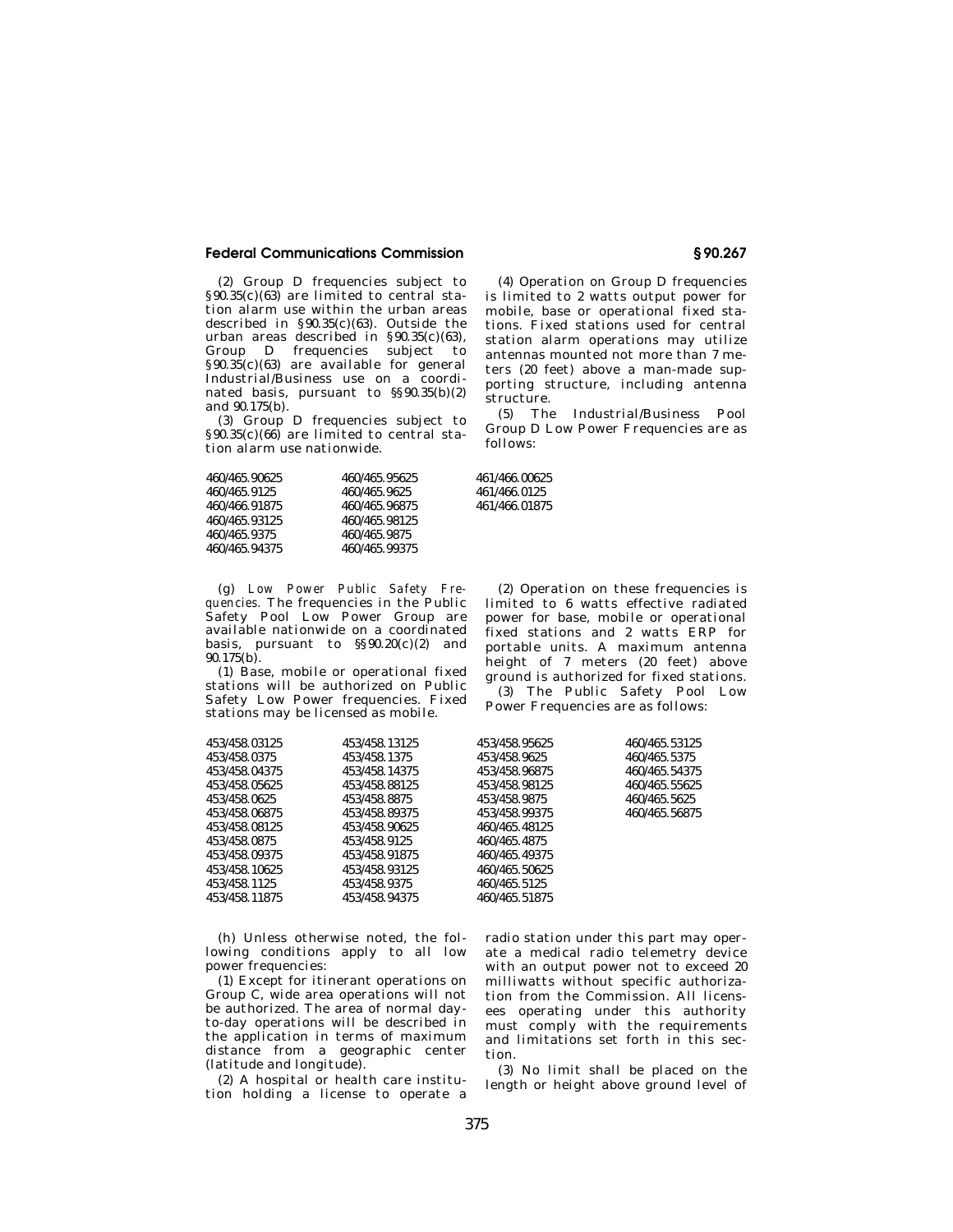(2) Group D frequencies subject to §90.35(c)(63) are limited to central station alarm use within the urban areas described in §90.35(c)(63). Outside the urban areas described in §90.35(c)(63), Group D frequencies subject to §90.35(c)(63) are available for general Industrial/Business use on a coordinated basis, pursuant to §§90.35(b)(2) and 90.175(b).

(3) Group D frequencies subject to §90.35(c)(66) are limited to central station alarm use nationwide.

(4) Operation on Group D frequencies is limited to 2 watts output power for mobile, base or operational fixed stations. Fixed stations used for central station alarm operations may utilize antennas mounted not more than 7 meters (20 feet) above a man-made supporting structure, including antenna structure.

(5) The Industrial/Business Pool Group D Low Power Frequencies are as follows:

| | | |
|---|---|---|
| 460/465.90625 | 460/465.95625 | 461/466.00625 |
| 460/465.9125 | 460/465.9625 | 461/466.0125 |
| 460/466.91875 | 460/465.96875 | 461/466.01875 |
| 460/465.93125 | 460/465.98125 | |
| 460/465.9375 | 460/465.9875 | |
| 460/465.94375 | 460/465.99375 | |

(g) *Low Power Public Safety Frequencies.* The frequencies in the Public Safety Pool Low Power Group are available nationwide on a coordinated basis, pursuant to §§90.20(c)(2) and 90.175(b).

(1) Base, mobile or operational fixed stations will be authorized on Public Safety Low Power frequencies. Fixed stations may be licensed as mobile.

(2) Operation on these frequencies is limited to 6 watts effective radiated power for base, mobile or operational fixed stations and 2 watts ERP for portable units. A maximum antenna height of 7 meters (20 feet) above ground is authorized for fixed stations.

(3) The Public Safety Pool Low Power Frequencies are as follows:

| | | | |
|---|---|---|---|
| 453/458.03125 | 453/458.13125 | 453/458.95625 | 460/465.53125 |
| 453/458.0375 | 453/458.1375 | 453/458.9625 | 460/465.5375 |
| 453/458.04375 | 453/458.14375 | 453/458.96875 | 460/465.54375 |
| 453/458.05625 | 453/458.88125 | 453/458.98125 | 460/465.55625 |
| 453/458.0625 | 453/458.8875 | 453/458.9875 | 460/465.5625 |
| 453/458.06875 | 453/458.89375 | 453/458.99375 | 460/465.56875 |
| 453/458.08125 | 453/458.90625 | 460/465.48125 | |
| 453/458.0875 | 453/458.9125 | 460/465.4875 | |
| 453/458.09375 | 453/458.91875 | 460/465.49375 | |
| 453/458.10625 | 453/458.93125 | 460/465.50625 | |
| 453/458.1125 | 453/458.9375 | 460/465.5125 | |
| 453/458.11875 | 453/458.94375 | 460/465.51875 | |

(h) Unless otherwise noted, the following conditions apply to all low power frequencies:

(1) Except for itinerant operations on Group C, wide area operations will not be authorized. The area of normal day-to-day operations will be described in the application in terms of maximum distance from a geographic center (latitude and longitude).

(2) A hospital or health care institution holding a license to operate a radio station under this part may operate a medical radio telemetry device with an output power not to exceed 20 milliwatts without specific authorization from the Commission. All licensees operating under this authority must comply with the requirements and limitations set forth in this section.

(3) No limit shall be placed on the length or height above ground level of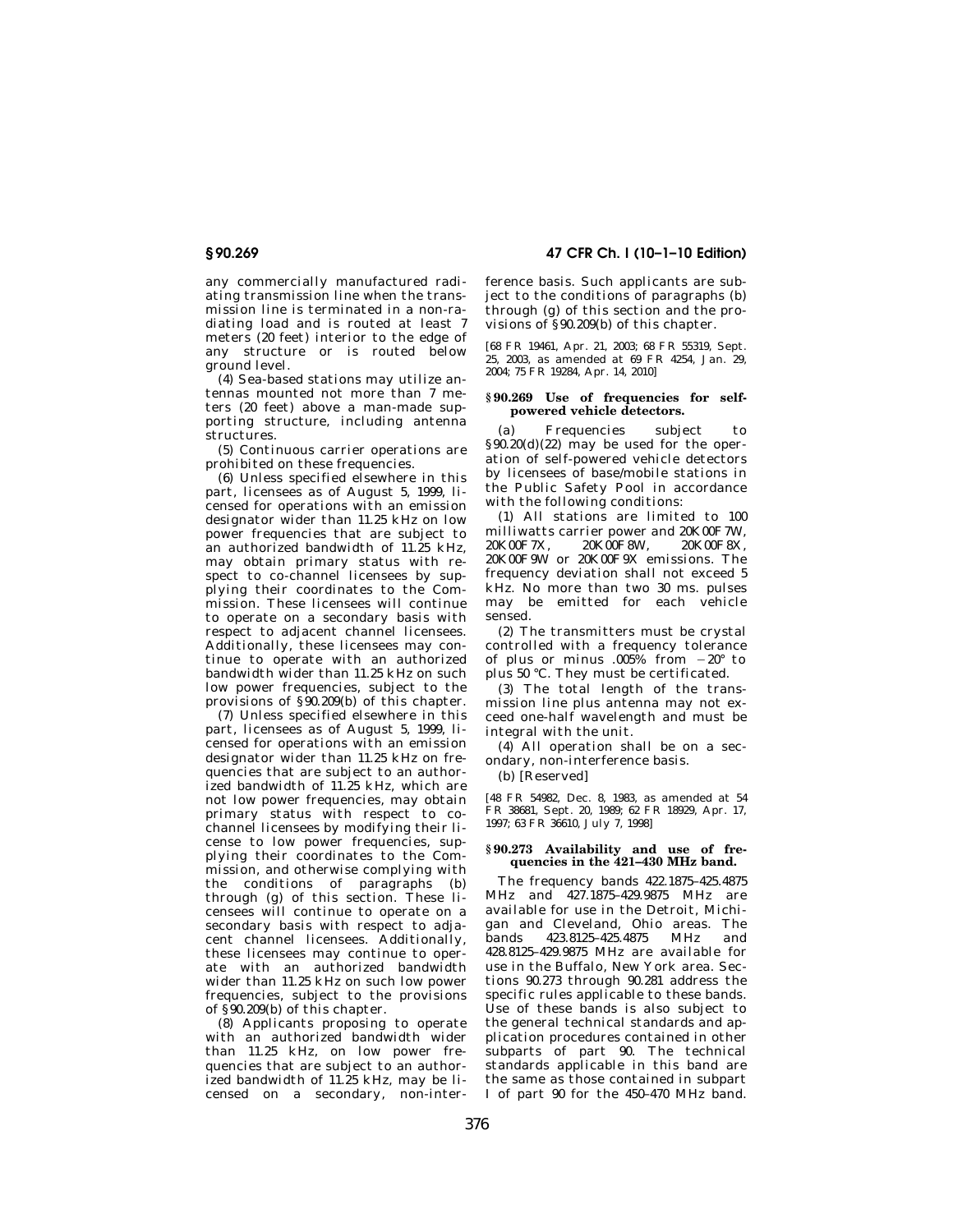any commercially manufactured radiating transmission line when the transmission line is terminated in a non-radiating load and is routed at least 7 meters (20 feet) interior to the edge of any structure or is routed below ground level.

(4) Sea-based stations may utilize antennas mounted not more than 7 meters (20 feet) above a man-made supporting structure, including antenna structures.

(5) Continuous carrier operations are prohibited on these frequencies.

(6) Unless specified elsewhere in this part, licensees as of August 5, 1999, licensed for operations with an emission designator wider than 11.25 kHz on low power frequencies that are subject to an authorized bandwidth of 11.25 kHz, may obtain primary status with respect to co-channel licensees by supplying their coordinates to the Commission. These licensees will continue to operate on a secondary basis with respect to adjacent channel licensees. Additionally, these licensees may continue to operate with an authorized bandwidth wider than 11.25 kHz on such low power frequencies, subject to the provisions of §90.209(b) of this chapter.

(7) Unless specified elsewhere in this part, licensees as of August 5, 1999, licensed for operations with an emission designator wider than 11.25 kHz on frequencies that are subject to an authorized bandwidth of 11.25 kHz, which are not low power frequencies, may obtain primary status with respect to co-channel licensees by modifying their license to low power frequencies, supplying their coordinates to the Commission, and otherwise complying with the conditions of paragraphs (b) through (g) of this section. These licensees will continue to operate on a secondary basis with respect to adjacent channel licensees. Additionally, these licensees may continue to operate with an authorized bandwidth wider than 11.25 kHz on such low power frequencies, subject to the provisions of §90.209(b) of this chapter.

(8) Applicants proposing to operate with an authorized bandwidth wider than 11.25 kHz, on low power frequencies that are subject to an authorized bandwidth of 11.25 kHz, may be licensed on a secondary, non-interference basis. Such applicants are subject to the conditions of paragraphs (b) through (g) of this section and the provisions of §90.209(b) of this chapter.

[68 FR 19461, Apr. 21, 2003; 68 FR 55319, Sept. 25, 2003, as amended at 69 FR 4254, Jan. 29, 2004; 75 FR 19284, Apr. 14, 2010]

### §90.269 Use of frequencies for self-powered vehicle detectors.

(a) Frequencies subject to §90.20(d)(22) may be used for the operation of self-powered vehicle detectors by licensees of base/mobile stations in the Public Safety Pool in accordance with the following conditions:

(1) All stations are limited to 100 milliwatts carrier power and 20K00F7W, 20K00F7X, 20K00F8W, 20K00F8X, 20K00F9W or 20K00F9X emissions. The frequency deviation shall not exceed 5 kHz. No more than two 30 ms. pulses may be emitted for each vehicle sensed.

(2) The transmitters must be crystal controlled with a frequency tolerance of plus or minus .005% from −20° to plus 50 °C. They must be certificated.

(3) The total length of the transmission line plus antenna may not exceed one-half wavelength and must be integral with the unit.

(4) All operation shall be on a secondary, non-interference basis.

(b) [Reserved]

[48 FR 54982, Dec. 8, 1983, as amended at 54 FR 38681, Sept. 20, 1989; 62 FR 18929, Apr. 17, 1997; 63 FR 36610, July 7, 1998]

### §90.273 Availability and use of frequencies in the 421–430 MHz band.

The frequency bands 422.1875–425.4875 MHz and 427.1875–429.9875 MHz are available for use in the Detroit, Michigan and Cleveland, Ohio areas. The bands 423.8125–425.4875 MHz and 428.8125–429.9875 MHz are available for use in the Buffalo, New York area. Sections 90.273 through 90.281 address the specific rules applicable to these bands. Use of these bands is also subject to the general technical standards and application procedures contained in other subparts of part 90. The technical standards applicable in this band are the same as those contained in subpart I of part 90 for the 450–470 MHz band.